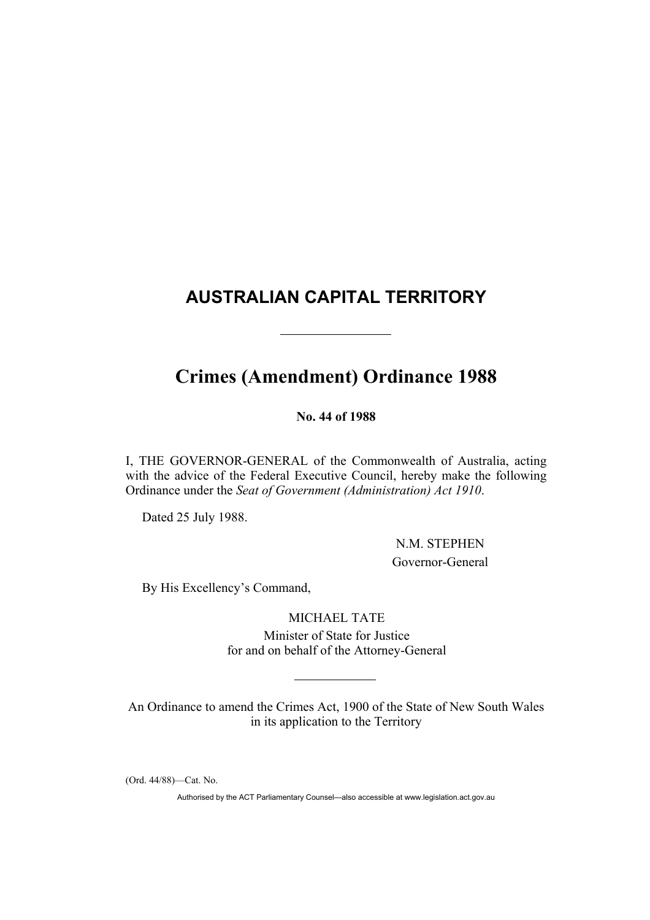# AUSTRALIAN CAPITAL TERRITORY

---

# Crimes (Amendment) Ordinance 1988

**No. 44 of 1988**

I, THE GOVERNOR-GENERAL of the Commonwealth of Australia, acting with the advice of the Federal Executive Council, hereby make the following Ordinance under the *Seat of Government (Administration) Act 1910*.

Dated 25 July 1988.

N.M. STEPHEN
Governor-General

By His Excellency's Command,

MICHAEL TATE
Minister of State for Justice
for and on behalf of the Attorney-General

---

An Ordinance to amend the Crimes Act, 1900 of the State of New South Wales in its application to the Territory

(Ord. 44/88)—Cat. No.

Authorised by the ACT Parliamentary Counsel—also accessible at www.legislation.act.gov.au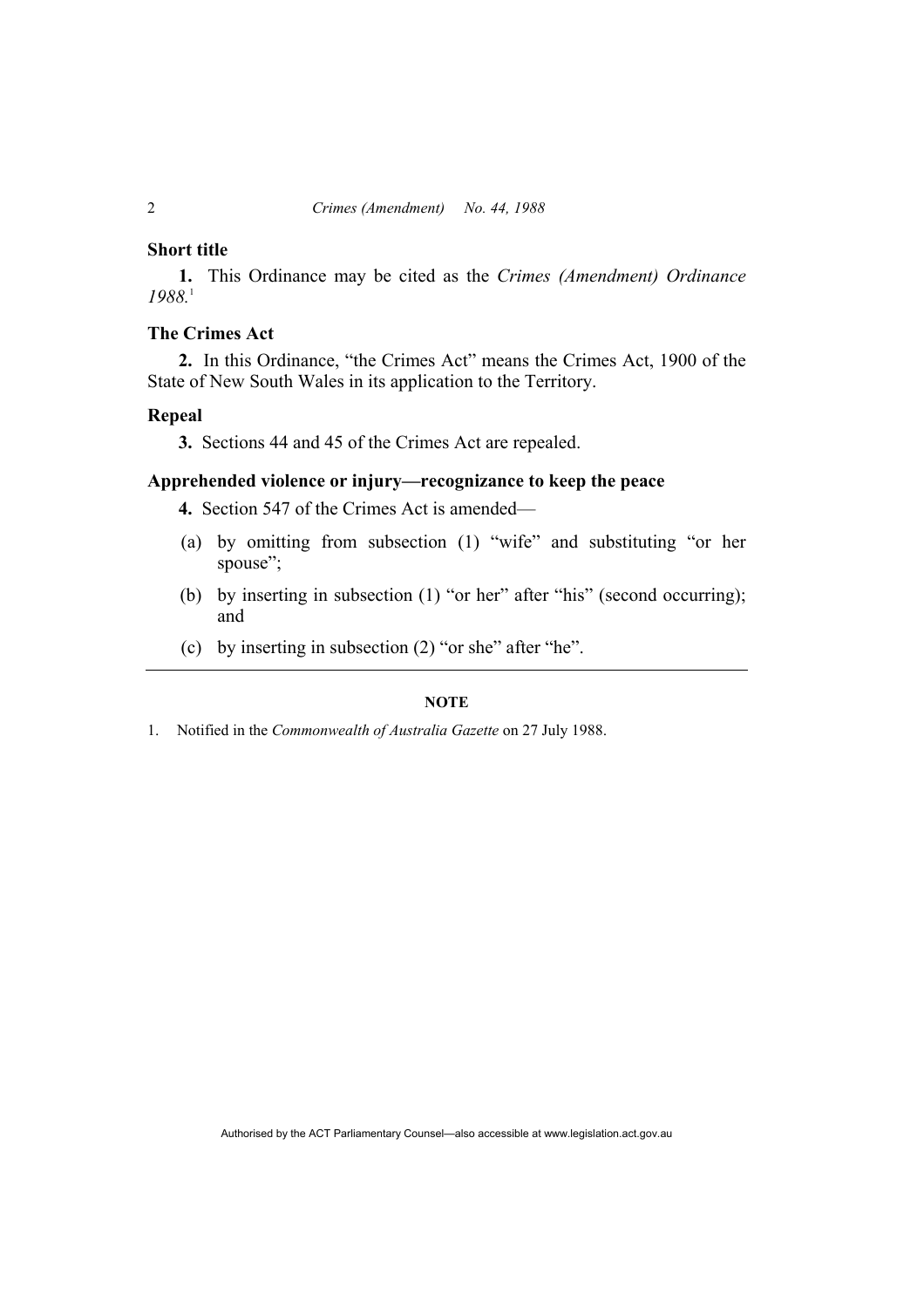### Short title

**1.** This Ordinance may be cited as the *Crimes (Amendment) Ordinance 1988.*[1]

### The Crimes Act

**2.** In this Ordinance, "the Crimes Act" means the Crimes Act, 1900 of the State of New South Wales in its application to the Territory.

### Repeal

**3.** Sections 44 and 45 of the Crimes Act are repealed.

### Apprehended violence or injury—recognizance to keep the peace

**4.** Section 547 of the Crimes Act is amended—

(a) by omitting from subsection (1) "wife" and substituting "or her spouse";

(b) by inserting in subsection (1) "or her" after "his" (second occurring); and

(c) by inserting in subsection (2) "or she" after "he".

---

**NOTE**

1. Notified in the *Commonwealth of Australia Gazette* on 27 July 1988.